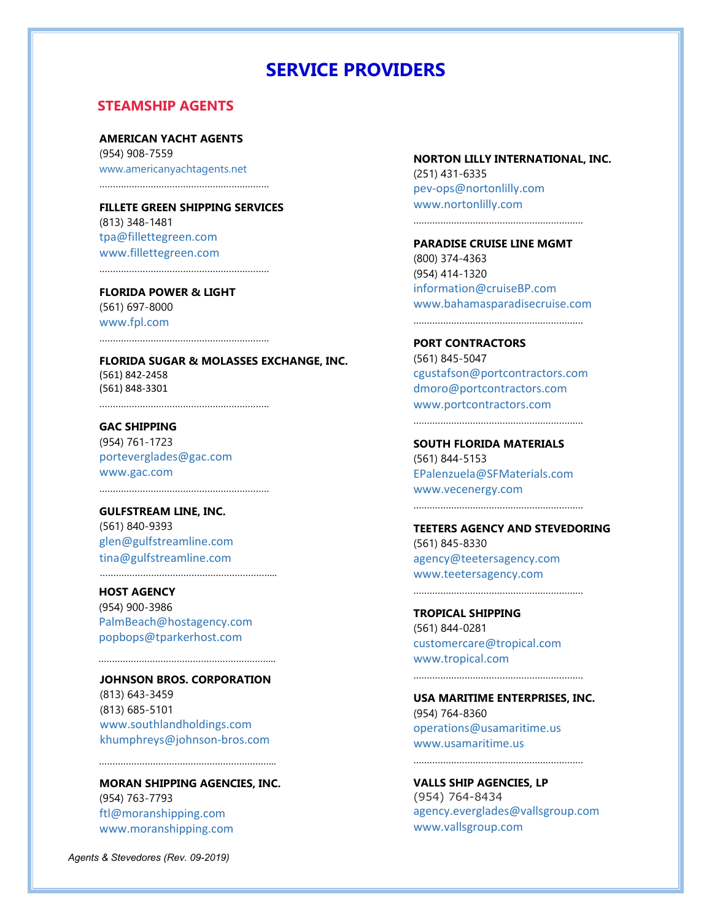# SERVICE PROVIDERS

## STEAMSHIP AGENTS

**AMERICAN YACHT AGENTS**
(954) 908-7559
www.americanyachtagents.net

**FILLETE GREEN SHIPPING SERVICES**
(813) 348-1481
tpa@fillettegreen.com
www.fillettegreen.com

**FLORIDA POWER & LIGHT**
(561) 697-8000
www.fpl.com

**FLORIDA SUGAR & MOLASSES EXCHANGE, INC.**
(561) 842-2458
(561) 848-3301

**GAC SHIPPING**
(954) 761-1723
porteverglades@gac.com
www.gac.com

**GULFSTREAM LINE, INC.**
(561) 840-9393
glen@gulfstreamline.com
tina@gulfstreamline.com

**HOST AGENCY**
(954) 900-3986
PalmBeach@hostagency.com
popbops@tparkerhost.com

**JOHNSON BROS. CORPORATION**
(813) 643-3459
(813) 685-5101
www.southlandholdings.com
khumphreys@johnson-bros.com

**MORAN SHIPPING AGENCIES, INC.**
(954) 763-7793
ftl@moranshipping.com
www.moranshipping.com

**NORTON LILLY INTERNATIONAL, INC.**
(251) 431-6335
pev-ops@nortonlilly.com
www.nortonlilly.com

**PARADISE CRUISE LINE MGMT**
(800) 374-4363
(954) 414-1320
information@cruiseBP.com
www.bahamasparadisecruise.com

**PORT CONTRACTORS**
(561) 845-5047
cgustafson@portcontractors.com
dmoro@portcontractors.com
www.portcontractors.com

**SOUTH FLORIDA MATERIALS**
(561) 844-5153
EPalenzuela@SFMaterials.com
www.vecenergy.com

**TEETERS AGENCY AND STEVEDORING**
(561) 845-8330
agency@teetersagency.com
www.teetersagency.com

**TROPICAL SHIPPING**
(561) 844-0281
customercare@tropical.com
www.tropical.com

**USA MARITIME ENTERPRISES, INC.**
(954) 764-8360
operations@usamaritime.us
www.usamaritime.us

**VALLS SHIP AGENCIES, LP**
(954) 764-8434
agency.everglades@vallsgroup.com
www.vallsgroup.com

*Agents & Stevedores (Rev. 09-2019)*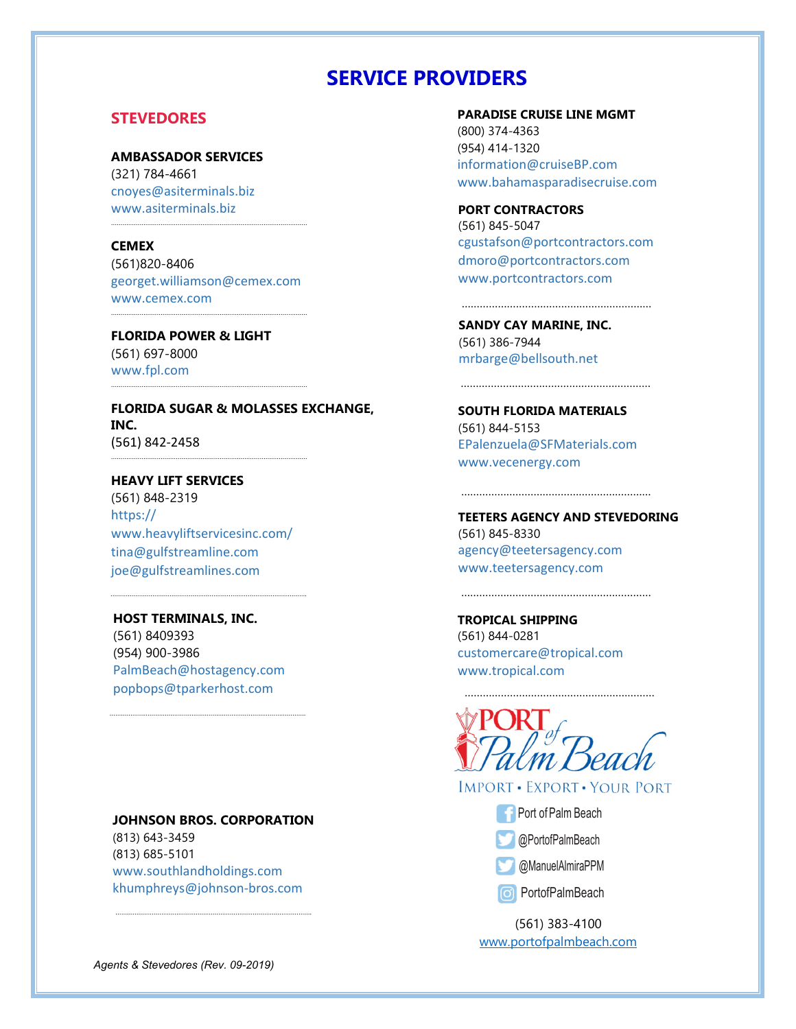# SERVICE PROVIDERS

## STEVEDORES

**AMBASSADOR SERVICES**
(321) 784-4661
cnoyes@asiterminals.biz
www.asiterminals.biz

**CEMEX**
(561)820-8406
georget.williamson@cemex.com
www.cemex.com

**FLORIDA POWER & LIGHT**
(561) 697-8000
www.fpl.com

**FLORIDA SUGAR & MOLASSES EXCHANGE, INC.**
(561) 842-2458

**HEAVY LIFT SERVICES**
(561) 848-2319
https://www.heavyliftservicesinc.com/
tina@gulfstreamline.com
joe@gulfstreamlines.com

**HOST TERMINALS, INC.**
(561) 8409393
(954) 900-3986
PalmBeach@hostagency.com
popbops@tparkerhost.com

**JOHNSON BROS. CORPORATION**
(813) 643-3459
(813) 685-5101
www.southlandholdings.com
khumphreys@johnson-bros.com

**PARADISE CRUISE LINE MGMT**
(800) 374-4363
(954) 414-1320
information@cruiseBP.com
www.bahamasparadisecruise.com

**PORT CONTRACTORS**
(561) 845-5047
cgustafson@portcontractors.com
dmoro@portcontractors.com
www.portcontractors.com

**SANDY CAY MARINE, INC.**
(561) 386-7944
mrbarge@bellsouth.net

**SOUTH FLORIDA MATERIALS**
(561) 844-5153
EPalenzuela@SFMaterials.com
www.vecenergy.com

**TEETERS AGENCY AND STEVEDORING**
(561) 845-8330
agency@teetersagency.com
www.teetersagency.com

**TROPICAL SHIPPING**
(561) 844-0281
customercare@tropical.com
www.tropical.com

PORT of Palm Beach
IMPORT • EXPORT • YOUR PORT

Port of Palm Beach
@PortofPalmBeach
@ManuelAlmiraPPM
PortofPalmBeach

(561) 383-4100
www.portofpalmbeach.com

*Agents & Stevedores (Rev. 09-2019)*